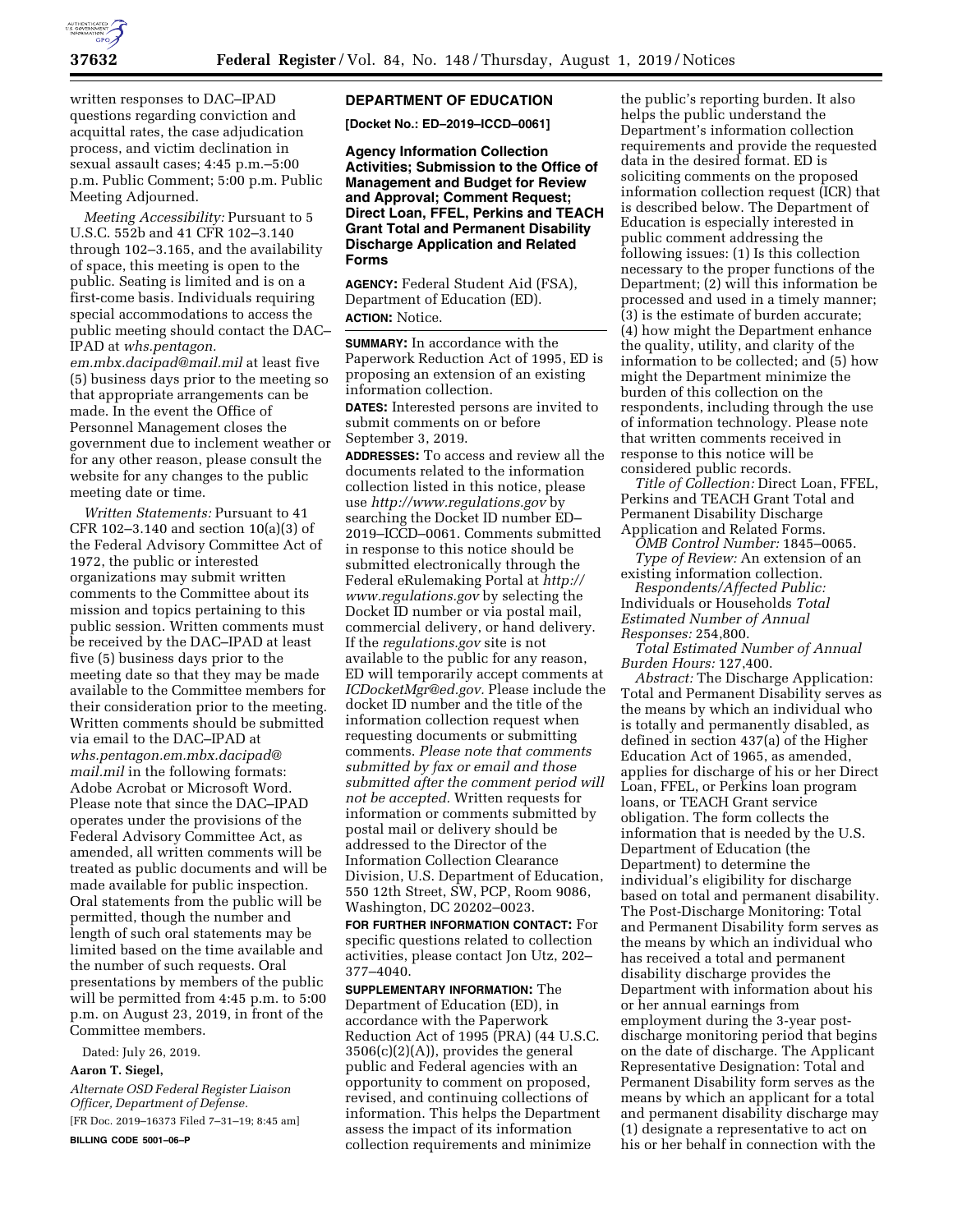written responses to DAC–IPAD questions regarding conviction and acquittal rates, the case adjudication process, and victim declination in sexual assault cases; 4:45 p.m.–5:00 p.m. Public Comment; 5:00 p.m. Public Meeting Adjourned.

*Meeting Accessibility:* Pursuant to 5 U.S.C. 552b and 41 CFR 102–3.140 through 102–3.165, and the availability of space, this meeting is open to the public. Seating is limited and is on a first-come basis. Individuals requiring special accommodations to access the public meeting should contact the DAC–IPAD at *whs.pentagon.em.mbx.dacipad@mail.mil* at least five (5) business days prior to the meeting so that appropriate arrangements can be made. In the event the Office of Personnel Management closes the government due to inclement weather or for any other reason, please consult the website for any changes to the public meeting date or time.

*Written Statements:* Pursuant to 41 CFR 102–3.140 and section 10(a)(3) of the Federal Advisory Committee Act of 1972, the public or interested organizations may submit written comments to the Committee about its mission and topics pertaining to this public session. Written comments must be received by the DAC–IPAD at least five (5) business days prior to the meeting date so that they may be made available to the Committee members for their consideration prior to the meeting. Written comments should be submitted via email to the DAC–IPAD at *whs.pentagon.em.mbx.dacipad@mail.mil* in the following formats: Adobe Acrobat or Microsoft Word. Please note that since the DAC–IPAD operates under the provisions of the Federal Advisory Committee Act, as amended, all written comments will be treated as public documents and will be made available for public inspection. Oral statements from the public will be permitted, though the number and length of such oral statements may be limited based on the time available and the number of such requests. Oral presentations by members of the public will be permitted from 4:45 p.m. to 5:00 p.m. on August 23, 2019, in front of the Committee members.

Dated: July 26, 2019.

**Aaron T. Siegel,**

*Alternate OSD Federal Register Liaison Officer, Department of Defense.*

[FR Doc. 2019–16373 Filed 7–31–19; 8:45 am]

**BILLING CODE 5001–06–P**

## DEPARTMENT OF EDUCATION

**[Docket No.: ED–2019–ICCD–0061]**

### Agency Information Collection Activities; Submission to the Office of Management and Budget for Review and Approval; Comment Request; Direct Loan, FFEL, Perkins and TEACH Grant Total and Permanent Disability Discharge Application and Related Forms

**AGENCY:** Federal Student Aid (FSA), Department of Education (ED).

**ACTION:** Notice.

**SUMMARY:** In accordance with the Paperwork Reduction Act of 1995, ED is proposing an extension of an existing information collection.

**DATES:** Interested persons are invited to submit comments on or before September 3, 2019.

**ADDRESSES:** To access and review all the documents related to the information collection listed in this notice, please use *http://www.regulations.gov* by searching the Docket ID number ED–2019–ICCD–0061. Comments submitted in response to this notice should be submitted electronically through the Federal eRulemaking Portal at *http://www.regulations.gov* by selecting the Docket ID number or via postal mail, commercial delivery, or hand delivery. If the *regulations.gov* site is not available to the public for any reason, ED will temporarily accept comments at *ICDocketMgr@ed.gov.* Please include the docket ID number and the title of the information collection request when requesting documents or submitting comments. *Please note that comments submitted by fax or email and those submitted after the comment period will not be accepted.* Written requests for information or comments submitted by postal mail or delivery should be addressed to the Director of the Information Collection Clearance Division, U.S. Department of Education, 550 12th Street, SW, PCP, Room 9086, Washington, DC 20202–0023.

**FOR FURTHER INFORMATION CONTACT:** For specific questions related to collection activities, please contact Jon Utz, 202–377–4040.

**SUPPLEMENTARY INFORMATION:** The Department of Education (ED), in accordance with the Paperwork Reduction Act of 1995 (PRA) (44 U.S.C. 3506(c)(2)(A)), provides the general public and Federal agencies with an opportunity to comment on proposed, revised, and continuing collections of information. This helps the Department assess the impact of its information collection requirements and minimize the public's reporting burden. It also helps the public understand the Department's information collection requirements and provide the requested data in the desired format. ED is soliciting comments on the proposed information collection request (ICR) that is described below. The Department of Education is especially interested in public comment addressing the following issues: (1) Is this collection necessary to the proper functions of the Department; (2) will this information be processed and used in a timely manner; (3) is the estimate of burden accurate; (4) how might the Department enhance the quality, utility, and clarity of the information to be collected; and (5) how might the Department minimize the burden of this collection on the respondents, including through the use of information technology. Please note that written comments received in response to this notice will be considered public records.

*Title of Collection:* Direct Loan, FFEL, Perkins and TEACH Grant Total and Permanent Disability Discharge Application and Related Forms.

*OMB Control Number:* 1845–0065.

*Type of Review:* An extension of an existing information collection.

*Respondents/Affected Public:* Individuals or Households *Total Estimated Number of Annual Responses:* 254,800.

*Total Estimated Number of Annual Burden Hours:* 127,400.

*Abstract:* The Discharge Application: Total and Permanent Disability serves as the means by which an individual who is totally and permanently disabled, as defined in section 437(a) of the Higher Education Act of 1965, as amended, applies for discharge of his or her Direct Loan, FFEL, or Perkins loan program loans, or TEACH Grant service obligation. The form collects the information that is needed by the U.S. Department of Education (the Department) to determine the individual's eligibility for discharge based on total and permanent disability. The Post-Discharge Monitoring: Total and Permanent Disability form serves as the means by which an individual who has received a total and permanent disability discharge provides the Department with information about his or her annual earnings from employment during the 3-year post-discharge monitoring period that begins on the date of discharge. The Applicant Representative Designation: Total and Permanent Disability form serves as the means by which an applicant for a total and permanent disability discharge may (1) designate a representative to act on his or her behalf in connection with the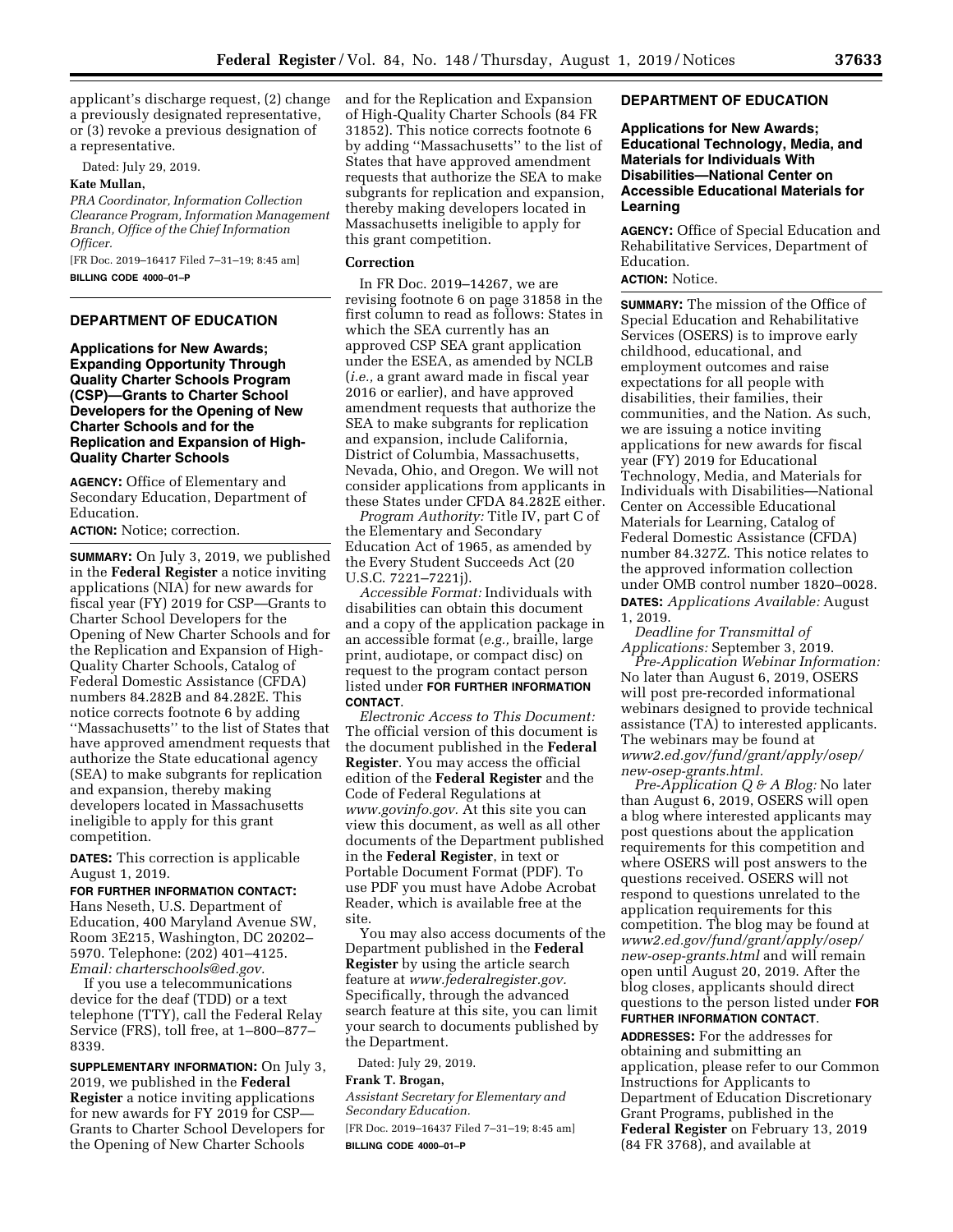applicant's discharge request, (2) change a previously designated representative, or (3) revoke a previous designation of a representative.

Dated: July 29, 2019.

**Kate Mullan,**

*PRA Coordinator, Information Collection Clearance Program, Information Management Branch, Office of the Chief Information Officer.*

[FR Doc. 2019–16417 Filed 7–31–19; 8:45 am]

**BILLING CODE 4000–01–P**

## DEPARTMENT OF EDUCATION

### Applications for New Awards; Expanding Opportunity Through Quality Charter Schools Program (CSP)—Grants to Charter School Developers for the Opening of New Charter Schools and for the Replication and Expansion of High-Quality Charter Schools

**AGENCY:** Office of Elementary and Secondary Education, Department of Education.

**ACTION:** Notice; correction.

**SUMMARY:** On July 3, 2019, we published in the **Federal Register** a notice inviting applications (NIA) for new awards for fiscal year (FY) 2019 for CSP—Grants to Charter School Developers for the Opening of New Charter Schools and for the Replication and Expansion of High-Quality Charter Schools, Catalog of Federal Domestic Assistance (CFDA) numbers 84.282B and 84.282E. This notice corrects footnote 6 by adding ''Massachusetts'' to the list of States that have approved amendment requests that authorize the State educational agency (SEA) to make subgrants for replication and expansion, thereby making developers located in Massachusetts ineligible to apply for this grant competition.

**DATES:** This correction is applicable August 1, 2019.

**FOR FURTHER INFORMATION CONTACT:** Hans Neseth, U.S. Department of Education, 400 Maryland Avenue SW, Room 3E215, Washington, DC 20202–5970. Telephone: (202) 401–4125. *Email: charterschools@ed.gov.*

If you use a telecommunications device for the deaf (TDD) or a text telephone (TTY), call the Federal Relay Service (FRS), toll free, at 1–800–877–8339.

**SUPPLEMENTARY INFORMATION:** On July 3, 2019, we published in the **Federal Register** a notice inviting applications for new awards for FY 2019 for CSP—Grants to Charter School Developers for the Opening of New Charter Schools and for the Replication and Expansion of High-Quality Charter Schools (84 FR 31852). This notice corrects footnote 6 by adding ''Massachusetts'' to the list of States that have approved amendment requests that authorize the SEA to make subgrants for replication and expansion, thereby making developers located in Massachusetts ineligible to apply for this grant competition.

#### Correction

In FR Doc. 2019–14267, we are revising footnote 6 on page 31858 in the first column to read as follows: States in which the SEA currently has an approved CSP SEA grant application under the ESEA, as amended by NCLB (*i.e.,* a grant award made in fiscal year 2016 or earlier), and have approved amendment requests that authorize the SEA to make subgrants for replication and expansion, include California, District of Columbia, Massachusetts, Nevada, Ohio, and Oregon. We will not consider applications from applicants in these States under CFDA 84.282E either.

*Program Authority:* Title IV, part C of the Elementary and Secondary Education Act of 1965, as amended by the Every Student Succeeds Act (20 U.S.C. 7221–7221j).

*Accessible Format:* Individuals with disabilities can obtain this document and a copy of the application package in an accessible format (*e.g.,* braille, large print, audiotape, or compact disc) on request to the program contact person listed under **FOR FURTHER INFORMATION CONTACT**.

*Electronic Access to This Document:* The official version of this document is the document published in the **Federal Register**. You may access the official edition of the **Federal Register** and the Code of Federal Regulations at *www.govinfo.gov.* At this site you can view this document, as well as all other documents of the Department published in the **Federal Register**, in text or Portable Document Format (PDF). To use PDF you must have Adobe Acrobat Reader, which is available free at the site.

You may also access documents of the Department published in the **Federal Register** by using the article search feature at *www.federalregister.gov.* Specifically, through the advanced search feature at this site, you can limit your search to documents published by the Department.

Dated: July 29, 2019.

**Frank T. Brogan,**

*Assistant Secretary for Elementary and Secondary Education.*

[FR Doc. 2019–16437 Filed 7–31–19; 8:45 am]

**BILLING CODE 4000–01–P**

## DEPARTMENT OF EDUCATION

### Applications for New Awards; Educational Technology, Media, and Materials for Individuals With Disabilities—National Center on Accessible Educational Materials for Learning

**AGENCY:** Office of Special Education and Rehabilitative Services, Department of Education.

**ACTION:** Notice.

**SUMMARY:** The mission of the Office of Special Education and Rehabilitative Services (OSERS) is to improve early childhood, educational, and employment outcomes and raise expectations for all people with disabilities, their families, their communities, and the Nation. As such, we are issuing a notice inviting applications for new awards for fiscal year (FY) 2019 for Educational Technology, Media, and Materials for Individuals with Disabilities—National Center on Accessible Educational Materials for Learning, Catalog of Federal Domestic Assistance (CFDA) number 84.327Z. This notice relates to the approved information collection under OMB control number 1820–0028.

**DATES:** *Applications Available:* August 1, 2019.

*Deadline for Transmittal of Applications:* September 3, 2019.

*Pre-Application Webinar Information:* No later than August 6, 2019, OSERS will post pre-recorded informational webinars designed to provide technical assistance (TA) to interested applicants. The webinars may be found at *www2.ed.gov/fund/grant/apply/osep/new-osep-grants.html.*

*Pre-Application Q & A Blog:* No later than August 6, 2019, OSERS will open a blog where interested applicants may post questions about the application requirements for this competition and where OSERS will post answers to the questions received. OSERS will not respond to questions unrelated to the application requirements for this competition. The blog may be found at *www2.ed.gov/fund/grant/apply/osep/new-osep-grants.html* and will remain open until August 20, 2019. After the blog closes, applicants should direct questions to the person listed under **FOR FURTHER INFORMATION CONTACT**.

**ADDRESSES:** For the addresses for obtaining and submitting an application, please refer to our Common Instructions for Applicants to Department of Education Discretionary Grant Programs, published in the **Federal Register** on February 13, 2019 (84 FR 3768), and available at